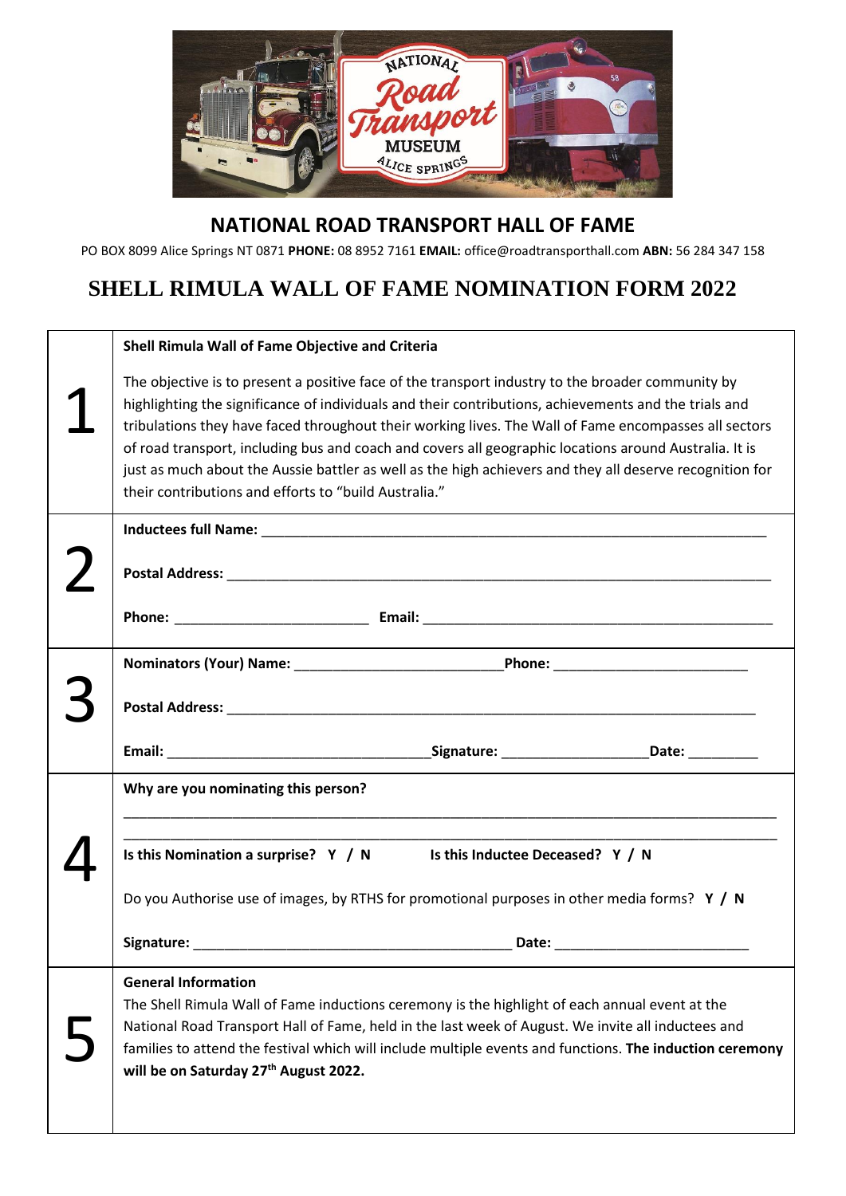# NATIONAL ROAD TRANSPORT HALL OF FAME

PO BOX 8099 Alice Springs NT 0871 **PHONE:** 08 8952 7161 **EMAIL:** office@roadtransporthall.com **ABN:** 56 284 347 158

## SHELL RIMULA WALL OF FAME NOMINATION FORM 2022

| | |
|---|---|
| 1 | **Shell Rimula Wall of Fame Objective and Criteria**<br><br>The objective is to present a positive face of the transport industry to the broader community by highlighting the significance of individuals and their contributions, achievements and the trials and tribulations they have faced throughout their working lives. The Wall of Fame encompasses all sectors of road transport, including bus and coach and covers all geographic locations around Australia. It is just as much about the Aussie battler as well as the high achievers and they all deserve recognition for their contributions and efforts to "build Australia." |
| 2 | **Inductees full Name:** ____________________<br><br>**Postal Address:** ____________________<br><br>**Phone:** ____________________ **Email:** ____________________ |
| 3 | **Nominators (Your) Name:** ____________________ **Phone:** ____________________<br><br>**Postal Address:** ____________________<br><br>**Email:** ____________________ **Signature:** ____________________ **Date:** __________ |
| 4 | **Why are you nominating this person?**<br><br>____________________<br>____________________<br><br>**Is this Nomination a surprise? Y / N** **Is this Inductee Deceased? Y / N**<br><br>Do you Authorise use of images, by RTHS for promotional purposes in other media forms? **Y / N**<br><br>**Signature:** ____________________ **Date:** ____________________ |
| 5 | **General Information**<br>The Shell Rimula Wall of Fame inductions ceremony is the highlight of each annual event at the National Road Transport Hall of Fame, held in the last week of August. We invite all inductees and families to attend the festival which will include multiple events and functions. **The induction ceremony will be on Saturday 27th August 2022.** |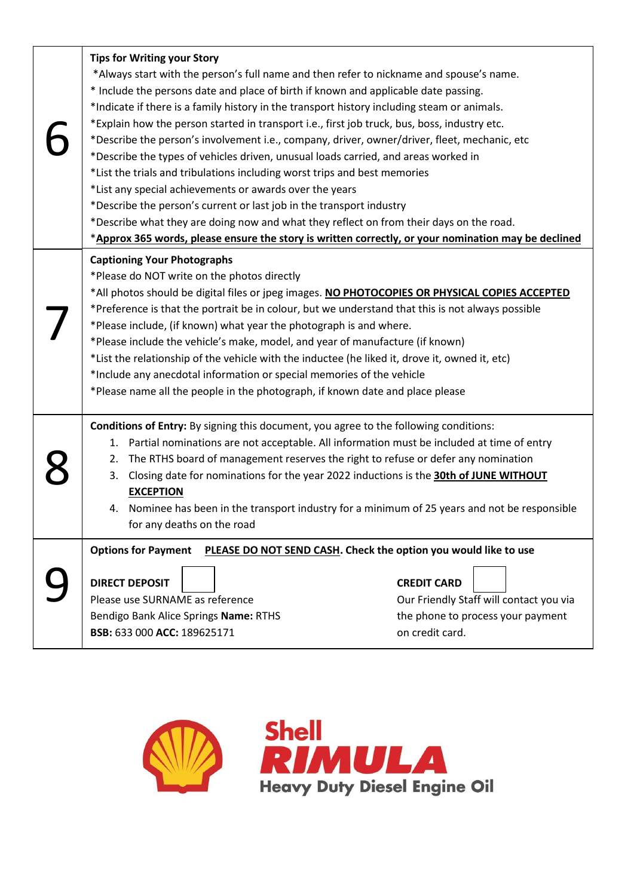| | |
|---|---|
| 6 | **Tips for Writing your Story**<br>*Always start with the person's full name and then refer to nickname and spouse's name.<br>* Include the persons date and place of birth if known and applicable date passing.<br>*Indicate if there is a family history in the transport history including steam or animals.<br>*Explain how the person started in transport i.e., first job truck, bus, boss, industry etc.<br>*Describe the person's involvement i.e., company, driver, owner/driver, fleet, mechanic, etc<br>*Describe the types of vehicles driven, unusual loads carried, and areas worked in<br>*List the trials and tribulations including worst trips and best memories<br>*List any special achievements or awards over the years<br>*Describe the person's current or last job in the transport industry<br>*Describe what they are doing now and what they reflect on from their days on the road.<br>***<u>Approx 365 words, please ensure the story is written correctly, or your nomination may be declined</u>** |
| 7 | **Captioning Your Photographs**<br>*Please do NOT write on the photos directly<br>*All photos should be digital files or jpeg images. **<u>NO PHOTOCOPIES OR PHYSICAL COPIES ACCEPTED</u>**<br>*Preference is that the portrait be in colour, but we understand that this is not always possible<br>*Please include, (if known) what year the photograph is and where.<br>*Please include the vehicle's make, model, and year of manufacture (if known)<br>*List the relationship of the vehicle with the inductee (he liked it, drove it, owned it, etc)<br>*Include any anecdotal information or special memories of the vehicle<br>*Please name all the people in the photograph, if known date and place please |
| 8 | **Conditions of Entry:** By signing this document, you agree to the following conditions:<br>1. Partial nominations are not acceptable. All information must be included at time of entry<br>2. The RTHS board of management reserves the right to refuse or defer any nomination<br>3. Closing date for nominations for the year 2022 inductions is the **<u>30th of JUNE WITHOUT EXCEPTION</u>**<br>4. Nominee has been in the transport industry for a minimum of 25 years and not be responsible for any deaths on the road |
| 9 | **Options for Payment** **<u>PLEASE DO NOT SEND CASH</u>. Check the option you would like to use**<br><br>**DIRECT DEPOSIT** ☐<br>Please use SURNAME as reference<br>Bendigo Bank Alice Springs **Name:** RTHS<br>**BSB:** 633 000 **ACC:** 189625171<br><br>**CREDIT CARD** ☐<br>Our Friendly Staff will contact you via the phone to process your payment on credit card. |

Shell
RIMULA
Heavy Duty Diesel Engine Oil